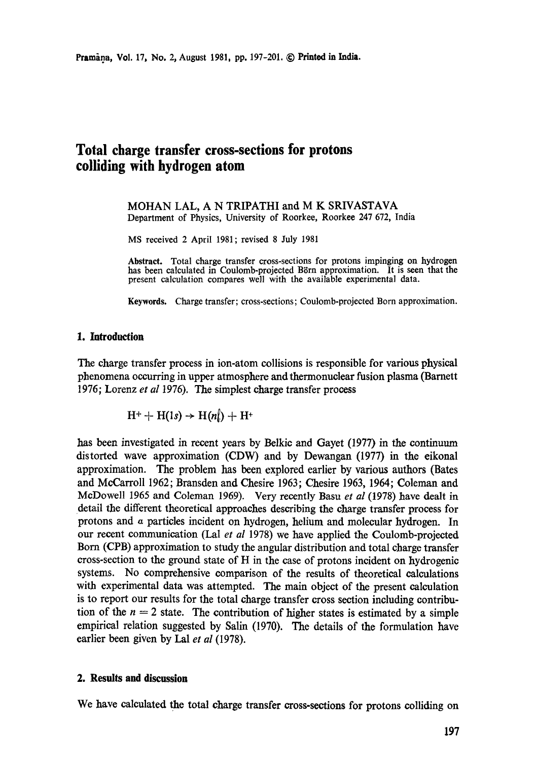# Total charge transfer cross-sections for protons colliding with hydrogen atom

MOHAN LAL, A N TRIPATHI and M K SRIVASTAVA
Department of Physics, University of Roorkee, Roorkee 247 672, India

MS received 2 April 1981; revised 8 July 1981

**Abstract.** Total charge transfer cross-sections for protons impinging on hydrogen has been calculated in Coulomb-projected Börn approximation. It is seen that the present calculation compares well with the available experimental data.

**Keywords.** Charge transfer; cross-sections; Coulomb-projected Born approximation.

## 1. Introduction

The charge transfer process in ion-atom collisions is responsible for various physical phenomena occurring in upper atmosphere and thermonuclear fusion plasma (Barnett 1976; Lorenz *et al* 1976). The simplest charge transfer process

$$H^{+} + H(1s) \rightarrow H(n\ell) + H^{+}$$

has been investigated in recent years by Belkic and Gayet (1977) in the continuum distorted wave approximation (CDW) and by Dewangan (1977) in the eikonal approximation. The problem has been explored earlier by various authors (Bates and McCarroll 1962; Bransden and Chesire 1963; Chesire 1963, 1964; Coleman and McDowell 1965 and Coleman 1969). Very recently Basu *et al* (1978) have dealt in detail the different theoretical approaches describing the charge transfer process for protons and $\alpha$ particles incident on hydrogen, helium and molecular hydrogen. In our recent communication (Lal *et al* 1978) we have applied the Coulomb-projected Born (CPB) approximation to study the angular distribution and total charge transfer cross-section to the ground state of H in the case of protons incident on hydrogenic systems. No comprehensive comparison of the results of theoretical calculations with experimental data was attempted. The main object of the present calculation is to report our results for the total charge transfer cross section including contribution of the $n = 2$ state. The contribution of higher states is estimated by a simple empirical relation suggested by Salin (1970). The details of the formulation have earlier been given by Lal *et al* (1978).

## 2. Results and discussion

We have calculated the total charge transfer cross-sections for protons colliding on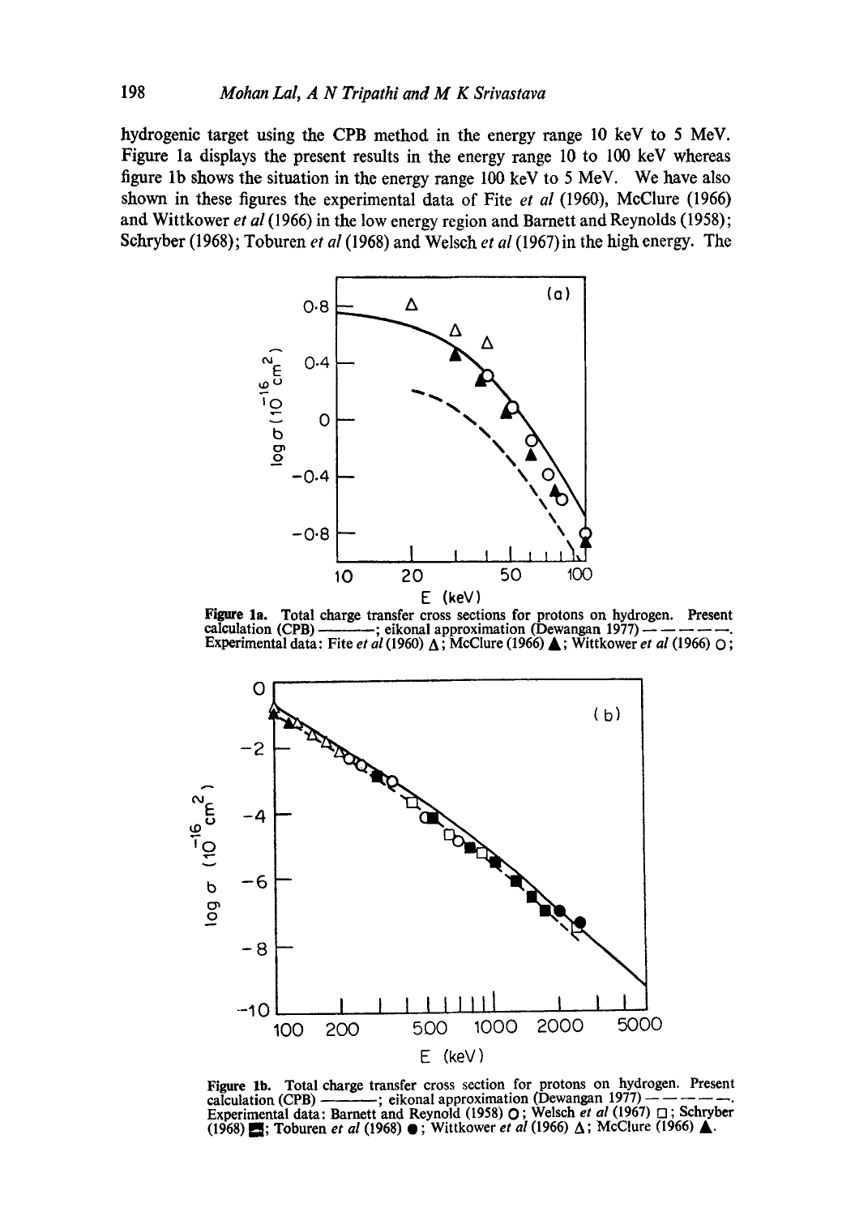hydrogenic target using the CPB method in the energy range 10 keV to 5 MeV. Figure 1a displays the present results in the energy range 10 to 100 keV whereas figure 1b shows the situation in the energy range 100 keV to 5 MeV. We have also shown in these figures the experimental data of Fite *et al* (1960), McClure (1966) and Wittkower *et al* (1966) in the low energy region and Barnett and Reynolds (1958); Schryber (1968); Toburen *et al* (1968) and Welsch *et al* (1967) in the high energy. The

**Figure 1a.** Total charge transfer cross sections for protons on hydrogen. Present calculation (CPB) ————; eikonal approximation (Dewangan 1977) — — — — —. Experimental data: Fite *et al* (1960) △; McClure (1966) ▲; Wittkower *et al* (1966) ○;

**Figure 1b.** Total charge transfer cross section for protons on hydrogen. Present calculation (CPB) ————; eikonal approximation (Dewangan 1977) — — — — —. Experimental data: Barnett and Reynold (1958) ○; Welsch *et al* (1967) □; Schryber (1968) ■; Toburen *et al* (1968) ●; Wittkower *et al* (1966) △; McClure (1966) ▲.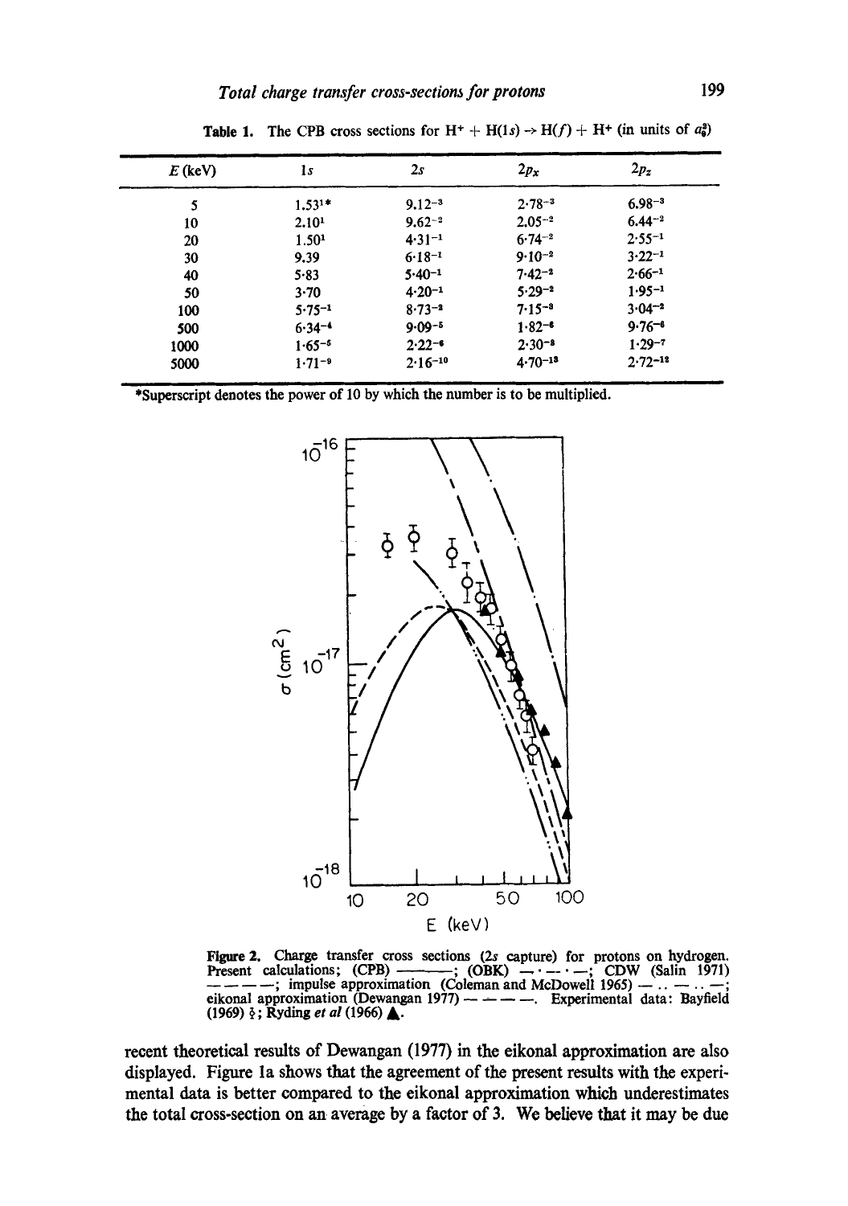**Table 1.** The CPB cross sections for $H^+ + H(1s) \to H(f) + H^+$ (in units of $a_0^2$)

| $E$ (keV) | $1s$ | $2s$ | $2p_x$ | $2p_z$ |
|---|---|---|---|---|
| 5 | $1.53^{1*}$ | $9.12^{-3}$ | $2.78^{-3}$ | $6.98^{-3}$ |
| 10 | $2.10^{1}$ | $9.62^{-2}$ | $2.05^{-2}$ | $6.44^{-2}$ |
| 20 | $1.50^{1}$ | $4.31^{-1}$ | $6.74^{-2}$ | $2.55^{-1}$ |
| 30 | $9.39$ | $6.18^{-1}$ | $9.10^{-2}$ | $3.22^{-1}$ |
| 40 | $5.83$ | $5.40^{-1}$ | $7.42^{-2}$ | $2.66^{-1}$ |
| 50 | $3.70$ | $4.20^{-1}$ | $5.29^{-2}$ | $1.95^{-1}$ |
| 100 | $5.75^{-1}$ | $8.73^{-2}$ | $7.15^{-3}$ | $3.04^{-2}$ |
| 500 | $6.34^{-4}$ | $9.09^{-5}$ | $1.82^{-6}$ | $9.76^{-6}$ |
| 1000 | $1.65^{-5}$ | $2.22^{-6}$ | $2.30^{-8}$ | $1.29^{-7}$ |
| 5000 | $1.71^{-9}$ | $2.16^{-10}$ | $4.70^{-13}$ | $2.72^{-12}$ |

*Superscript denotes the power of 10 by which the number is to be multiplied.

**Figure 2.** Charge transfer cross sections (2s capture) for protons on hydrogen. Present calculations; (CPB) ———; (OBK) —·—·—; CDW (Salin 1971) — — — —; impulse approximation (Coleman and McDowell 1965) —..—..—; eikonal approximation (Dewangan 1977) — — — —. Experimental data: Bayfield (1969) ☿; Ryding *et al* (1966) ▲.

recent theoretical results of Dewangan (1977) in the eikonal approximation are also displayed. Figure 1a shows that the agreement of the present results with the experimental data is better compared to the eikonal approximation which underestimates the total cross-section on an average by a factor of 3. We believe that it may be due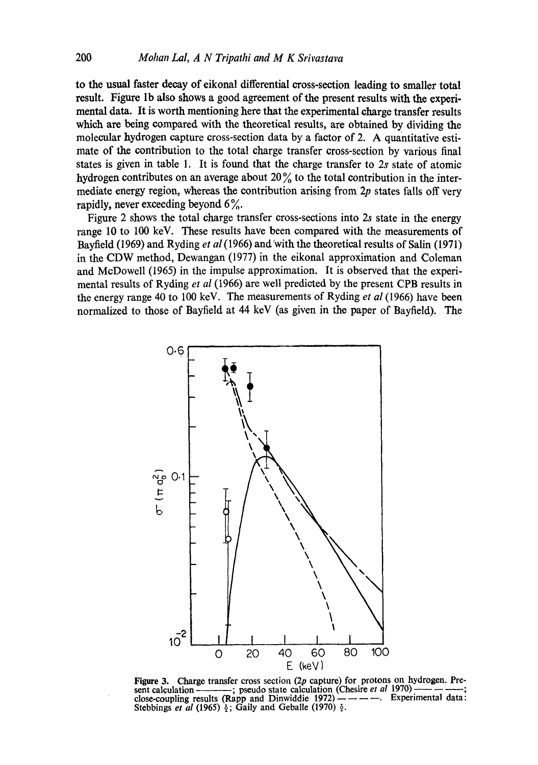to the usual faster decay of eikonal differential cross-section leading to smaller total result. Figure 1b also shows a good agreement of the present results with the experimental data. It is worth mentioning here that the experimental charge transfer results which are being compared with the theoretical results, are obtained by dividing the molecular hydrogen capture cross-section data by a factor of 2. A quantitative estimate of the contribution to the total charge transfer cross-section by various final states is given in table 1. It is found that the charge transfer to $2s$ state of atomic hydrogen contributes on an average about 20% to the total contribution in the intermediate energy region, whereas the contribution arising from $2p$ states falls off very rapidly, never exceeding beyond 6%.

Figure 2 shows the total charge transfer cross-sections into $2s$ state in the energy range 10 to 100 keV. These results have been compared with the measurements of Bayfield (1969) and Ryding *et al* (1966) and with the theoretical results of Salin (1971) in the CDW method, Dewangan (1977) in the eikonal approximation and Coleman and McDowell (1965) in the impulse approximation. It is observed that the experimental results of Ryding *et al* (1966) are well predicted by the present CPB results in the energy range 40 to 100 keV. The measurements of Ryding *et al* (1966) have been normalized to those of Bayfield at 44 keV (as given in the paper of Bayfield). The

**Figure 3.** Charge transfer cross section ($2p$ capture) for protons on hydrogen. Present calculation ———; pseudo state calculation (Chesire *et al* 1970) — — —; close-coupling results (Rapp and Dinwiddie 1972) – – – –. Experimental data: Stebbings *et al* (1965) ●; Gaily and Geballe (1970) ○.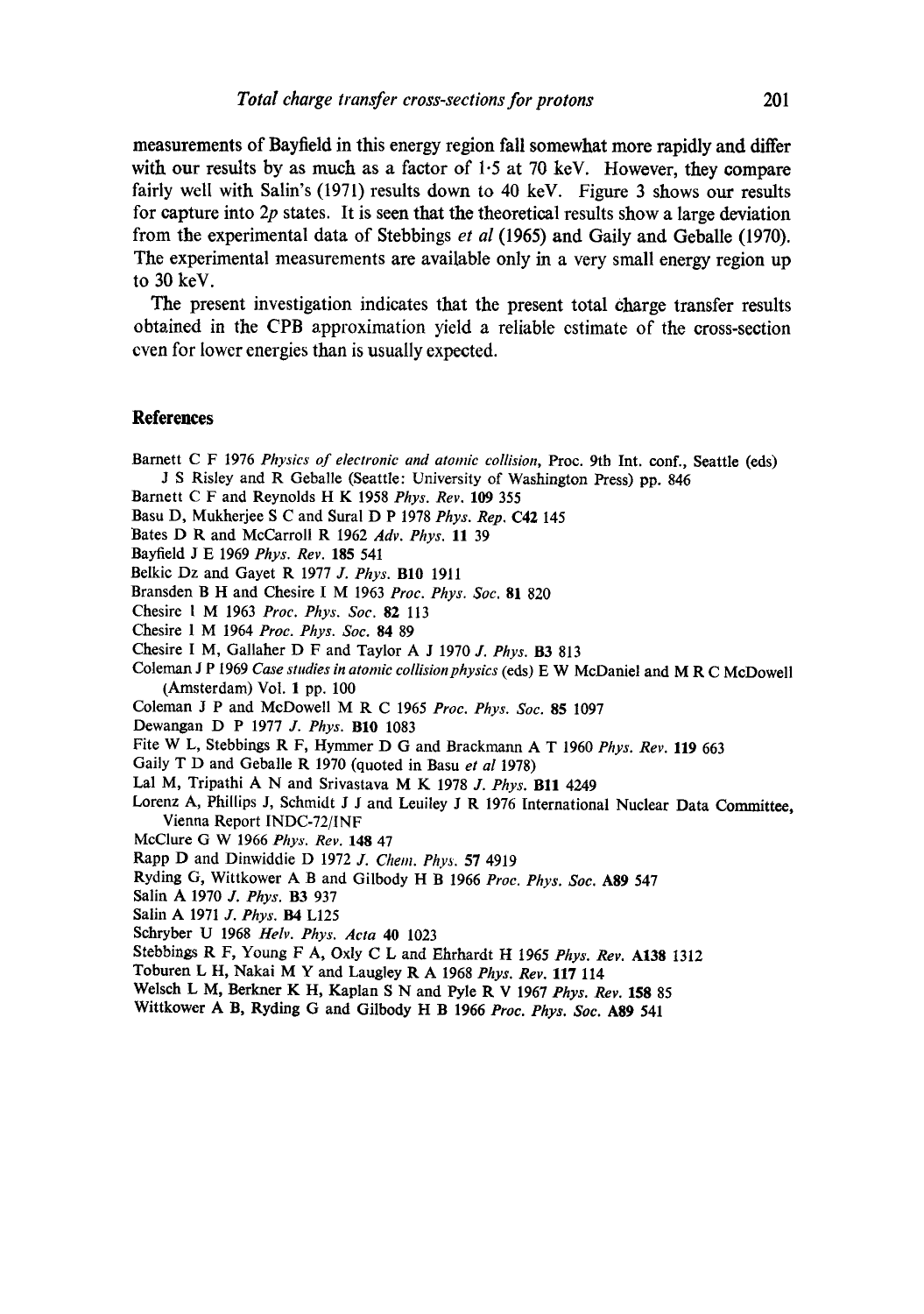measurements of Bayfield in this energy region fall somewhat more rapidly and differ with our results by as much as a factor of 1·5 at 70 keV. However, they compare fairly well with Salin's (1971) results down to 40 keV. Figure 3 shows our results for capture into $2p$ states. It is seen that the theoretical results show a large deviation from the experimental data of Stebbings *et al* (1965) and Gaily and Geballe (1970). The experimental measurements are available only in a very small energy region up to 30 keV.

The present investigation indicates that the present total charge transfer results obtained in the CPB approximation yield a reliable estimate of the cross-section even for lower energies than is usually expected.

## References

Barnett C F 1976 *Physics of electronic and atomic collision*, Proc. 9th Int. conf., Seattle (eds) J S Risley and R Geballe (Seattle: University of Washington Press) pp. 846

Barnett C F and Reynolds H K 1958 *Phys. Rev.* **109** 355

Basu D, Mukherjee S C and Sural D P 1978 *Phys. Rep.* **C42** 145

Bates D R and McCarroll R 1962 *Adv. Phys.* **11** 39

Bayfield J E 1969 *Phys. Rev.* **185** 541

Belkic Dz and Gayet R 1977 *J. Phys.* **B10** 1911

Bransden B H and Chesire I M 1963 *Proc. Phys. Soc.* **81** 820

Chesire I M 1963 *Proc. Phys. Soc.* **82** 113

Chesire I M 1964 *Proc. Phys. Soc.* **84** 89

Chesire I M, Gallaher D F and Taylor A J 1970 *J. Phys.* **B3** 813

Coleman J P 1969 *Case studies in atomic collision physics* (eds) E W McDaniel and M R C McDowell (Amsterdam) Vol. **1** pp. 100

Coleman J P and McDowell M R C 1965 *Proc. Phys. Soc.* **85** 1097

Dewangan D P 1977 *J. Phys.* **B10** 1083

Fite W L, Stebbings R F, Hymmer D G and Brackmann A T 1960 *Phys. Rev.* **119** 663

Gaily T D and Geballe R 1970 (quoted in Basu *et al* 1978)

Lal M, Tripathi A N and Srivastava M K 1978 *J. Phys.* **B11** 4249

Lorenz A, Phillips J, Schmidt J J and Leuiley J R 1976 International Nuclear Data Committee, Vienna Report INDC-72/INF

McClure G W 1966 *Phys. Rev.* **148** 47

Rapp D and Dinwiddie D 1972 *J. Chem. Phys.* **57** 4919

Ryding G, Wittkower A B and Gilbody H B 1966 *Proc. Phys. Soc.* **A89** 547

Salin A 1970 *J. Phys.* **B3** 937

Salin A 1971 *J. Phys.* **B4** L125

Schryber U 1968 *Helv. Phys. Acta* **40** 1023

Stebbings R F, Young F A, Oxly C L and Ehrhardt H 1965 *Phys. Rev.* **A138** 1312

Toburen L H, Nakai M Y and Laugley R A 1968 *Phys. Rev.* **117** 114

Welsch L M, Berkner K H, Kaplan S N and Pyle R V 1967 *Phys. Rev.* **158** 85

Wittkower A B, Ryding G and Gilbody H B 1966 *Proc. Phys. Soc.* **A89** 541